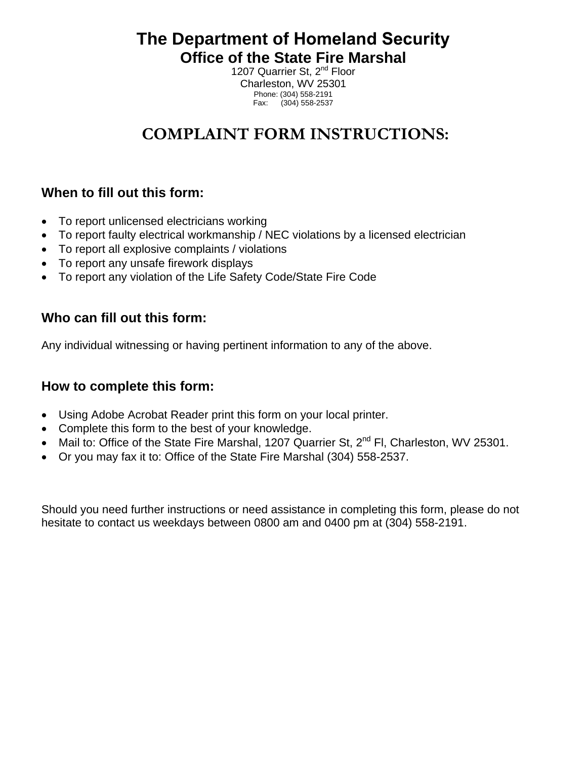# The Department of Homeland Security

## Office of the State Fire Marshal

1207 Quarrier St, 2nd Floor
Charleston, WV 25301
Phone: (304) 558-2191
Fax: (304) 558-2537

## COMPLAINT FORM INSTRUCTIONS:

### When to fill out this form:

- To report unlicensed electricians working
- To report faulty electrical workmanship / NEC violations by a licensed electrician
- To report all explosive complaints / violations
- To report any unsafe firework displays
- To report any violation of the Life Safety Code/State Fire Code

### Who can fill out this form:

Any individual witnessing or having pertinent information to any of the above.

### How to complete this form:

- Using Adobe Acrobat Reader print this form on your local printer.
- Complete this form to the best of your knowledge.
- Mail to: Office of the State Fire Marshal, 1207 Quarrier St, 2nd Fl, Charleston, WV 25301.
- Or you may fax it to: Office of the State Fire Marshal (304) 558-2537.

Should you need further instructions or need assistance in completing this form, please do not hesitate to contact us weekdays between 0800 am and 0400 pm at (304) 558-2191.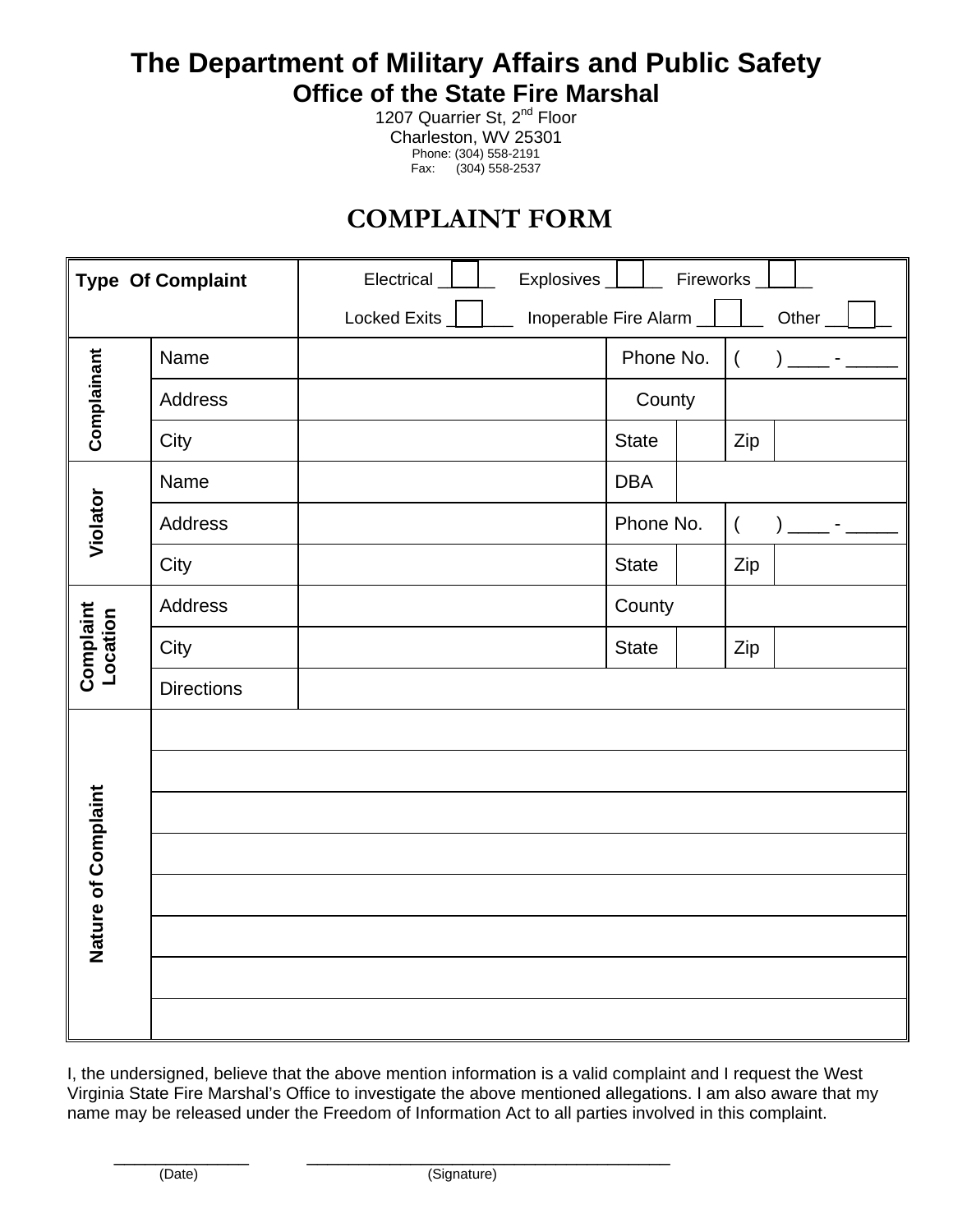# The Department of Military Affairs and Public Safety

## Office of the State Fire Marshal

1207 Quarrier St, 2nd Floor
Charleston, WV 25301
Phone: (304) 558-2191
Fax: (304) 558-2537

## COMPLAINT FORM

| Type Of Complaint | | Electrical ☐ Explosives ☐ Fireworks ☐ Locked Exits ☐ Inoperable Fire Alarm ☐ Other ☐ | | | | |
|---|---|---|---|---|---|---|
| Complainant | Name | | Phone No. | | ( ) ____ - _____ | |
| | Address | | County | | | |
| | City | | State | | Zip | |
| Violator | Name | | DBA | | | |
| | Address | | Phone No. | | ( ) ____ - _____ | |
| | City | | State | | Zip | |
| Complaint Location | Address | | County | | | |
| | City | | State | | Zip | |
| | Directions | | | | | |
| Nature of Complaint | | | | | | |
| | | | | | | |
| | | | | | | |
| | | | | | | |
| | | | | | | |
| | | | | | | |
| | | | | | | |
| | | | | | | |

I, the undersigned, believe that the above mention information is a valid complaint and I request the West Virginia State Fire Marshal's Office to investigate the above mentioned allegations. I am also aware that my name may be released under the Freedom of Information Act to all parties involved in this complaint.

_______________ (Date)          ________________________________________ (Signature)